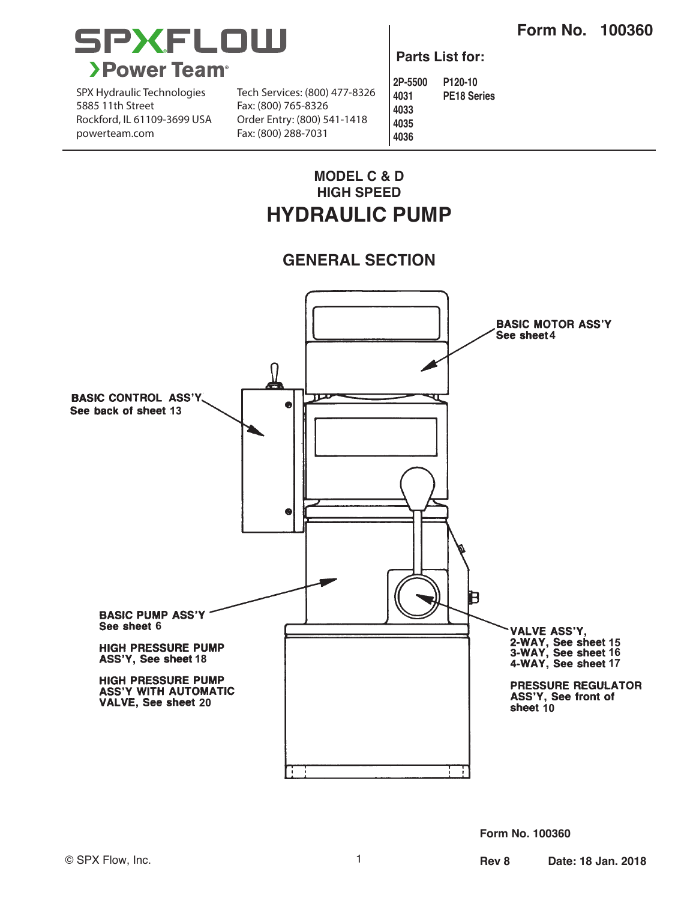**SPXFLOW**
**›Power Team®**

SPX Hydraulic Technologies
5885 11th Street
Rockford, IL 61109-3699 USA
powerteam.com

Tech Services: (800) 477-8326
Fax: (800) 765-8326
Order Entry: (800) 541-1418
Fax: (800) 288-7031

**Form No. 100360**

**Parts List for:**

| | |
|---|---|
| 2P-5500 | P120-10 |
| 4031 | PE18 Series |
| 4033 | |
| 4035 | |
| 4036 | |

**MODEL C & D**
**HIGH SPEED**

# HYDRAULIC PUMP

## GENERAL SECTION

**BASIC MOTOR ASS'Y**
**See sheet 4**

**BASIC CONTROL ASS'Y**
**See back of sheet 13**

**BASIC PUMP ASS'Y**
**See sheet 6**

**HIGH PRESSURE PUMP ASS'Y, See sheet 18**

**HIGH PRESSURE PUMP ASS'Y WITH AUTOMATIC VALVE, See sheet 20**

**VALVE ASS'Y,**
**2-WAY, See sheet 15**
**3-WAY, See sheet 16**
**4-WAY, See sheet 17**

**PRESSURE REGULATOR ASS'Y, See front of sheet 10**

© SPX Flow, Inc.

**Form No. 100360**
**Rev 8** **Date: 18 Jan. 2018**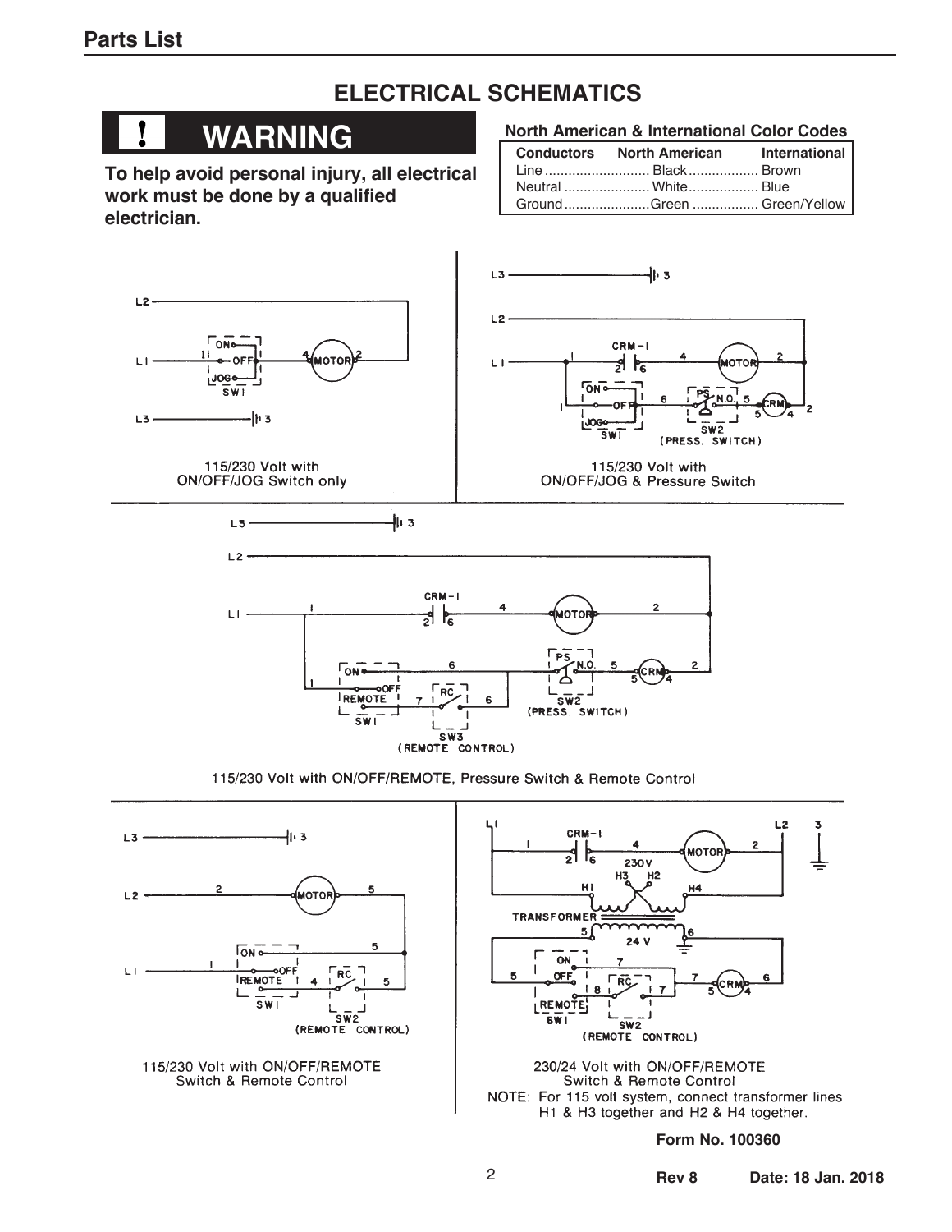## Parts List

# ELECTRICAL SCHEMATICS

**! WARNING**

**To help avoid personal injury, all electrical work must be done by a qualified electrician.**

**North American & International Color Codes**

| Conductors | North American | International |
|---|---|---|
| Line | Black | Brown |
| Neutral | White | Blue |
| Ground | Green | Green/Yellow |

L2
L1
ON
OFF
JOG
SW1
MOTOR
L3
1
2
3
4

115/230 Volt with ON/OFF/JOG Switch only

L3
L2
L1
CRM-1
MOTOR
ON
OFF
JOG
SW1
PS
N.O.
CRM
SW2
(PRESS. SWITCH)
1
2
3
4
5
6

115/230 Volt with ON/OFF/JOG & Pressure Switch

L3
L2
L1
CRM-1
MOTOR
ON
OFF
REMOTE
SW1
RC
SW3
(REMOTE CONTROL)
PS
N.O.
CRM
SW2
(PRESS. SWITCH)
1
2
3
4
5
6
7

115/230 Volt with ON/OFF/REMOTE, Pressure Switch & Remote Control

L3
L2
MOTOR
L1
ON
OFF
REMOTE
SW1
RC
SW2
(REMOTE CONTROL)
1
2
3
4
5

115/230 Volt with ON/OFF/REMOTE Switch & Remote Control

L1
L2
3
CRM-1
MOTOR
230V
H1
H2
H3
H4
TRANSFORMER
24 V
ON
OFF
REMOTE
SW1
RC
SW2
(REMOTE CONTROL)
CRM
1
2
4
5
6
7
8

230/24 Volt with ON/OFF/REMOTE Switch & Remote Control

NOTE: For 115 volt system, connect transformer lines H1 & H3 together and H2 & H4 together.

**Form No. 100360**

**Rev 8 Date: 18 Jan. 2018**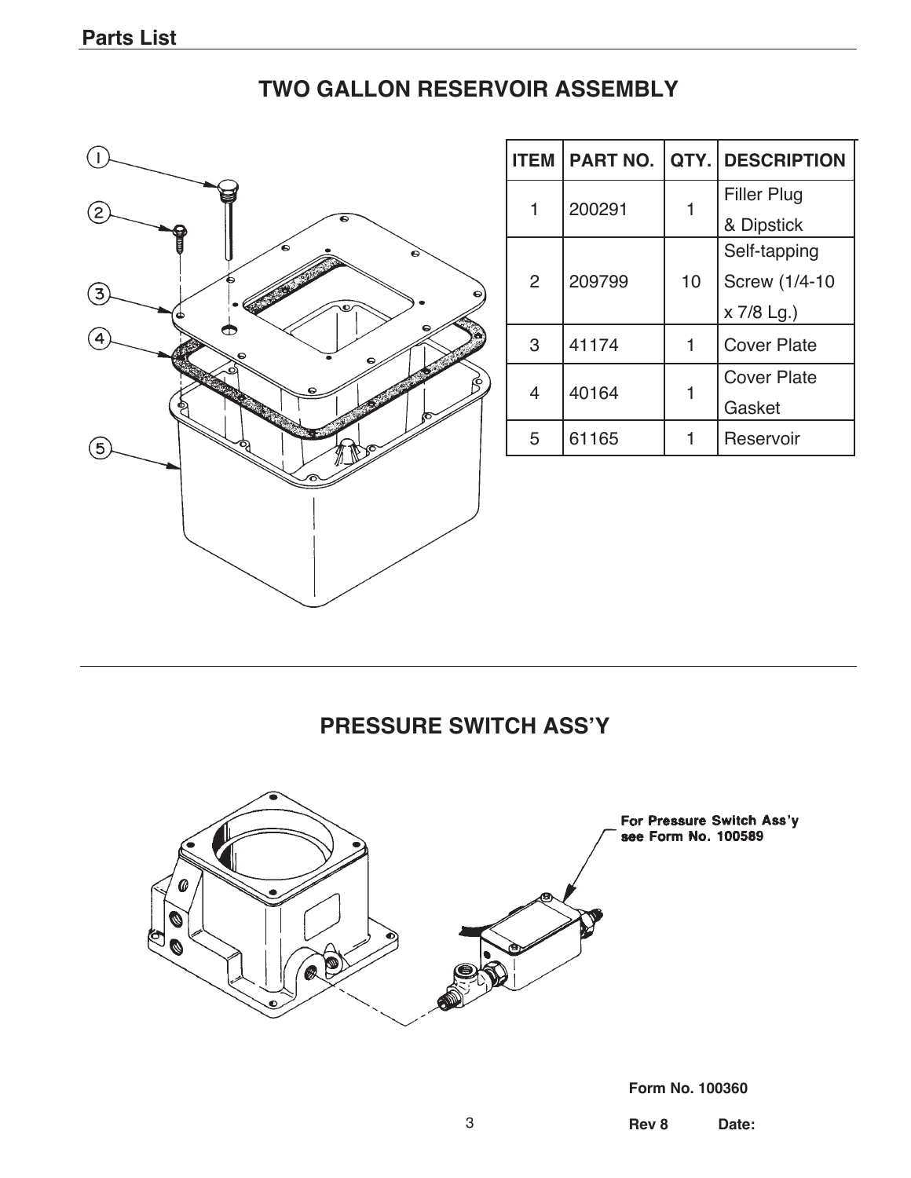## Parts List

# TWO GALLON RESERVOIR ASSEMBLY

| ITEM | PART NO. | QTY. | DESCRIPTION |
|---|---|---|---|
| 1 | 200291 | 1 | Filler Plug & Dipstick |
| 2 | 209799 | 10 | Self-tapping Screw (1/4-10 x 7/8 Lg.) |
| 3 | 41174 | 1 | Cover Plate |
| 4 | 40164 | 1 | Cover Plate Gasket |
| 5 | 61165 | 1 | Reservoir |

# PRESSURE SWITCH ASS'Y

For Pressure Switch Ass'y see Form No. 100589

Form No. 100360

Rev 8 Date: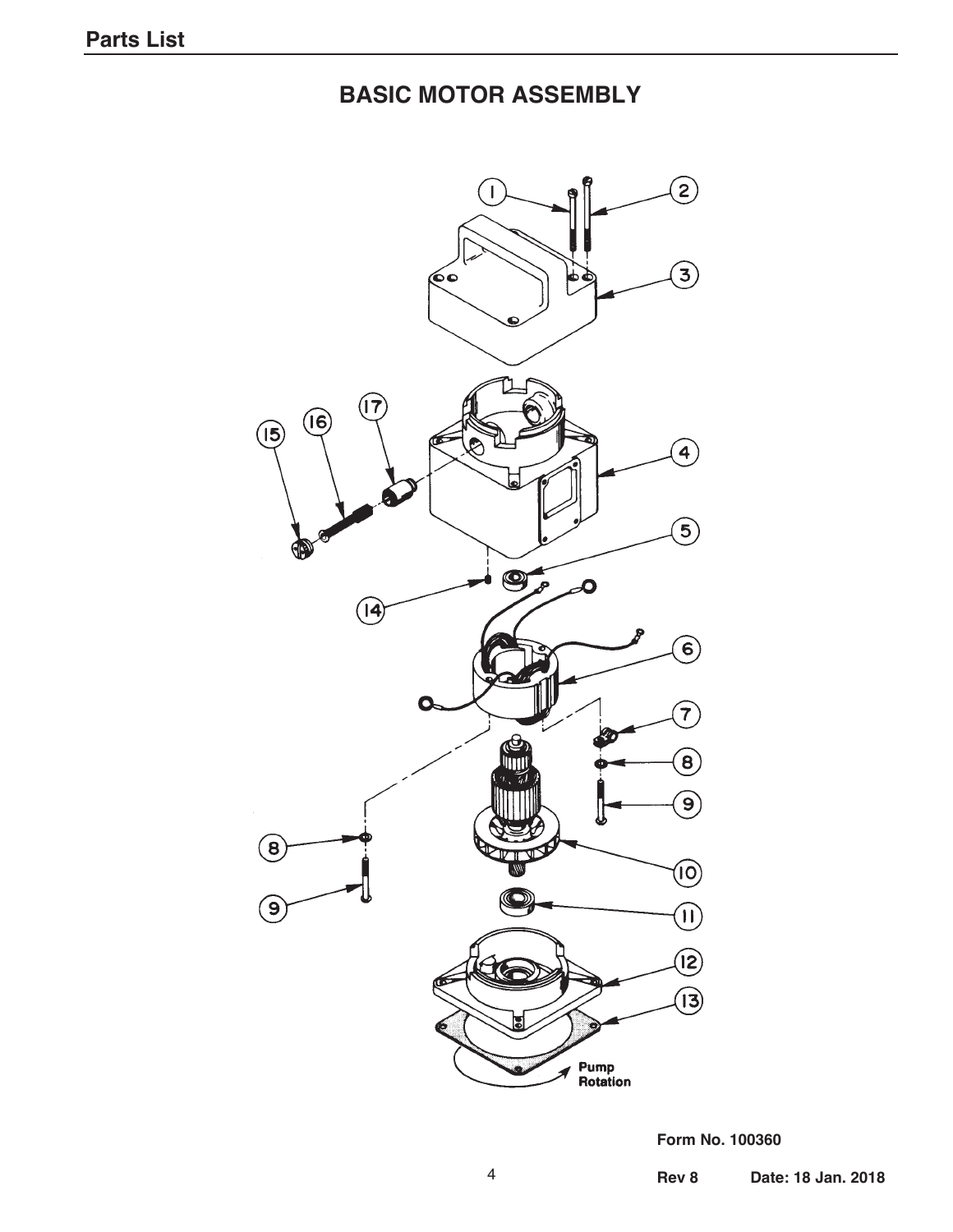## Parts List

# BASIC MOTOR ASSEMBLY

1
2
3
4
5
6
7
8
9
10
11
12
13
14
15
16
17
8
9

Pump Rotation

Form No. 100360

Rev 8 Date: 18 Jan. 2018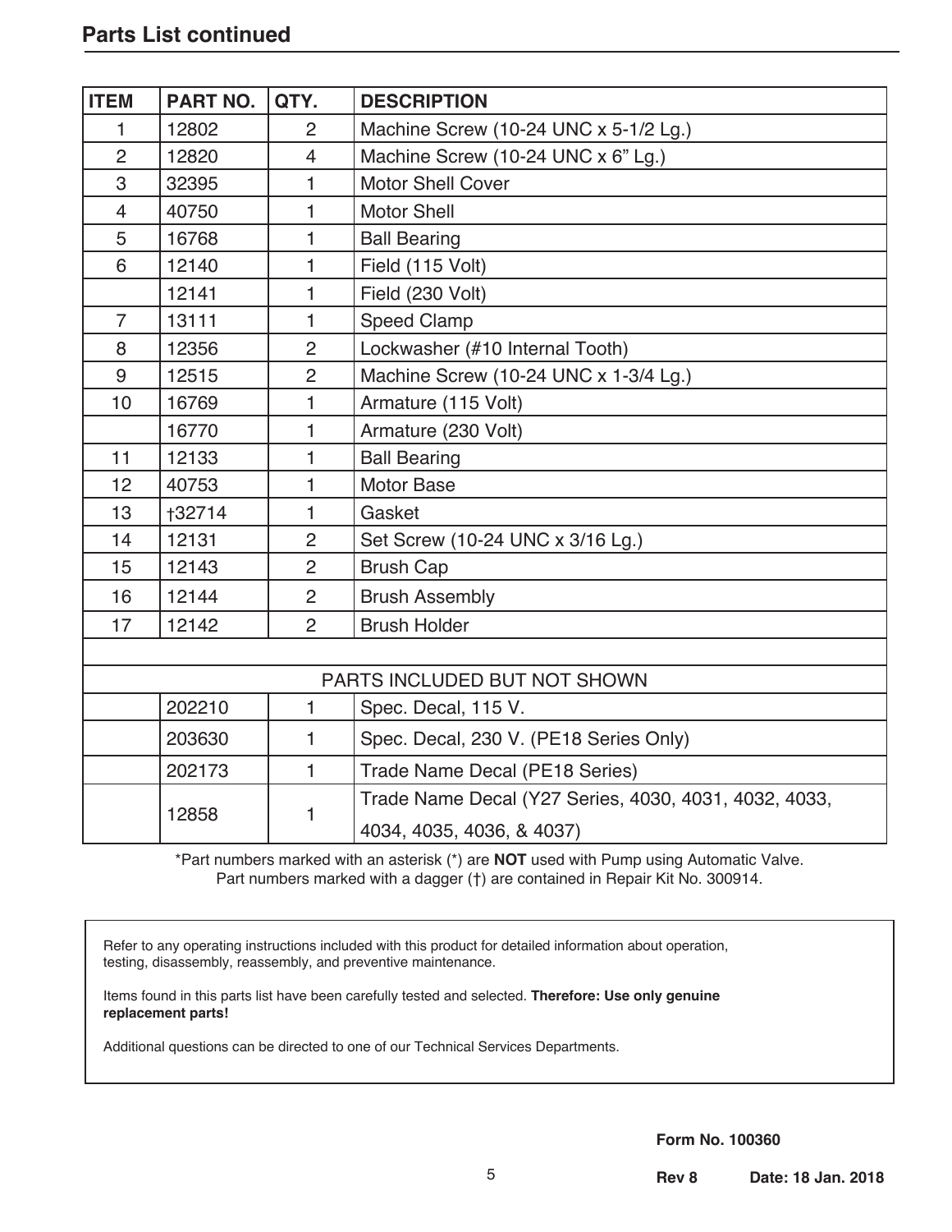## Parts List continued

| ITEM | PART NO. | QTY. | DESCRIPTION |
|---|---|---|---|
| 1 | 12802 | 2 | Machine Screw (10-24 UNC x 5-1/2 Lg.) |
| 2 | 12820 | 4 | Machine Screw (10-24 UNC x 6” Lg.) |
| 3 | 32395 | 1 | Motor Shell Cover |
| 4 | 40750 | 1 | Motor Shell |
| 5 | 16768 | 1 | Ball Bearing |
| 6 | 12140 | 1 | Field (115 Volt) |
| | 12141 | 1 | Field (230 Volt) |
| 7 | 13111 | 1 | Speed Clamp |
| 8 | 12356 | 2 | Lockwasher (#10 Internal Tooth) |
| 9 | 12515 | 2 | Machine Screw (10-24 UNC x 1-3/4 Lg.) |
| 10 | 16769 | 1 | Armature (115 Volt) |
| | 16770 | 1 | Armature (230 Volt) |
| 11 | 12133 | 1 | Ball Bearing |
| 12 | 40753 | 1 | Motor Base |
| 13 | †32714 | 1 | Gasket |
| 14 | 12131 | 2 | Set Screw (10-24 UNC x 3/16 Lg.) |
| 15 | 12143 | 2 | Brush Cap |
| 16 | 12144 | 2 | Brush Assembly |
| 17 | 12142 | 2 | Brush Holder |
| | | | |
| | | | PARTS INCLUDED BUT NOT SHOWN |
| | 202210 | 1 | Spec. Decal, 115 V. |
| | 203630 | 1 | Spec. Decal, 230 V. (PE18 Series Only) |
| | 202173 | 1 | Trade Name Decal (PE18 Series) |
| | 12858 | 1 | Trade Name Decal (Y27 Series, 4030, 4031, 4032, 4033, 4034, 4035, 4036, & 4037) |

*Part numbers marked with an asterisk (*) are **NOT** used with Pump using Automatic Valve.
Part numbers marked with a dagger (†) are contained in Repair Kit No. 300914.

Refer to any operating instructions included with this product for detailed information about operation, testing, disassembly, reassembly, and preventive maintenance.

Items found in this parts list have been carefully tested and selected. **Therefore: Use only genuine replacement parts!**

Additional questions can be directed to one of our Technical Services Departments.

**Form No. 100360**

**Rev 8** **Date: 18 Jan. 2018**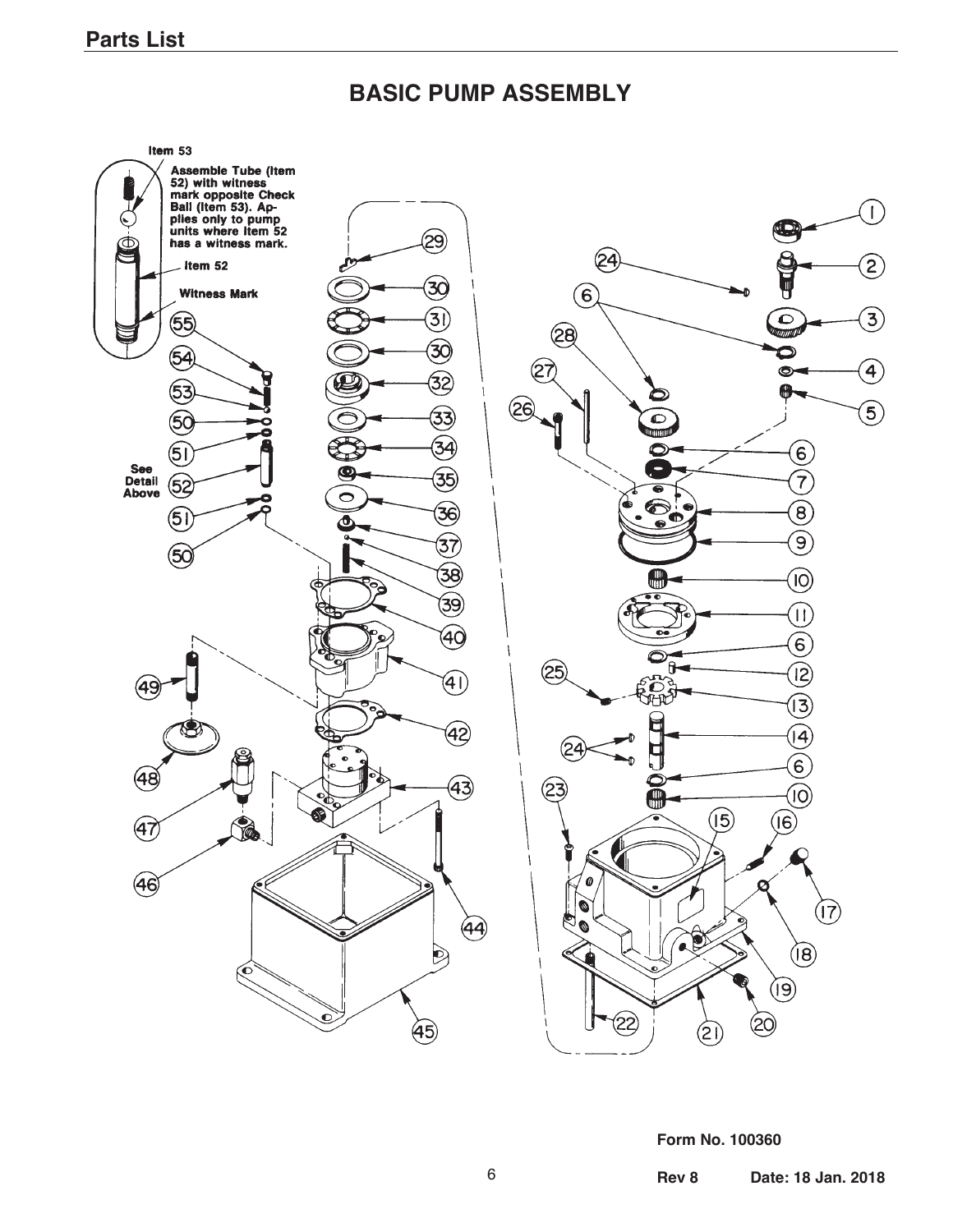# BASIC PUMP ASSEMBLY

Item 53

Assemble Tube (item 52) with witness mark opposite Check Ball (item 53). Applies only to pump units where item 52 has a witness mark.

Item 52

Witness Mark

See Detail Above

Form No. 100360

Rev 8 Date: 18 Jan. 2018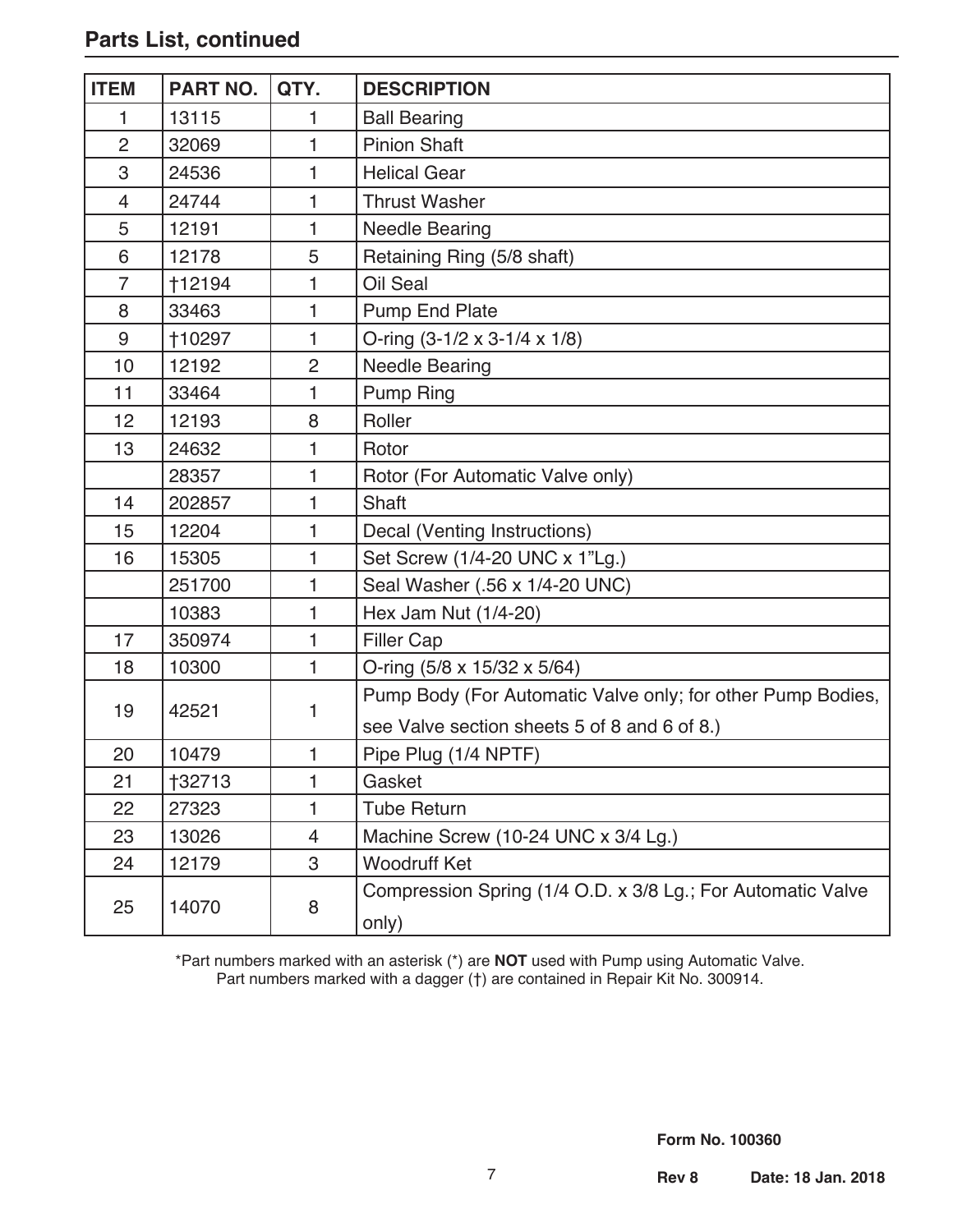## Parts List, continued

| ITEM | PART NO. | QTY. | DESCRIPTION |
|---|---|---|---|
| 1 | 13115 | 1 | Ball Bearing |
| 2 | 32069 | 1 | Pinion Shaft |
| 3 | 24536 | 1 | Helical Gear |
| 4 | 24744 | 1 | Thrust Washer |
| 5 | 12191 | 1 | Needle Bearing |
| 6 | 12178 | 5 | Retaining Ring (5/8 shaft) |
| 7 | †12194 | 1 | Oil Seal |
| 8 | 33463 | 1 | Pump End Plate |
| 9 | †10297 | 1 | O-ring (3-1/2 x 3-1/4 x 1/8) |
| 10 | 12192 | 2 | Needle Bearing |
| 11 | 33464 | 1 | Pump Ring |
| 12 | 12193 | 8 | Roller |
| 13 | 24632 | 1 | Rotor |
| | 28357 | 1 | Rotor (For Automatic Valve only) |
| 14 | 202857 | 1 | Shaft |
| 15 | 12204 | 1 | Decal (Venting Instructions) |
| 16 | 15305 | 1 | Set Screw (1/4-20 UNC x 1"Lg.) |
| | 251700 | 1 | Seal Washer (.56 x 1/4-20 UNC) |
| | 10383 | 1 | Hex Jam Nut (1/4-20) |
| 17 | 350974 | 1 | Filler Cap |
| 18 | 10300 | 1 | O-ring (5/8 x 15/32 x 5/64) |
| 19 | 42521 | 1 | Pump Body (For Automatic Valve only; for other Pump Bodies, see Valve section sheets 5 of 8 and 6 of 8.) |
| 20 | 10479 | 1 | Pipe Plug (1/4 NPTF) |
| 21 | †32713 | 1 | Gasket |
| 22 | 27323 | 1 | Tube Return |
| 23 | 13026 | 4 | Machine Screw (10-24 UNC x 3/4 Lg.) |
| 24 | 12179 | 3 | Woodruff Ket |
| 25 | 14070 | 8 | Compression Spring (1/4 O.D. x 3/8 Lg.; For Automatic Valve only) |

*Part numbers marked with an asterisk (*) are **NOT** used with Pump using Automatic Valve.
Part numbers marked with a dagger (†) are contained in Repair Kit No. 300914.

**Form No. 100360**

**Rev 8** **Date: 18 Jan. 2018**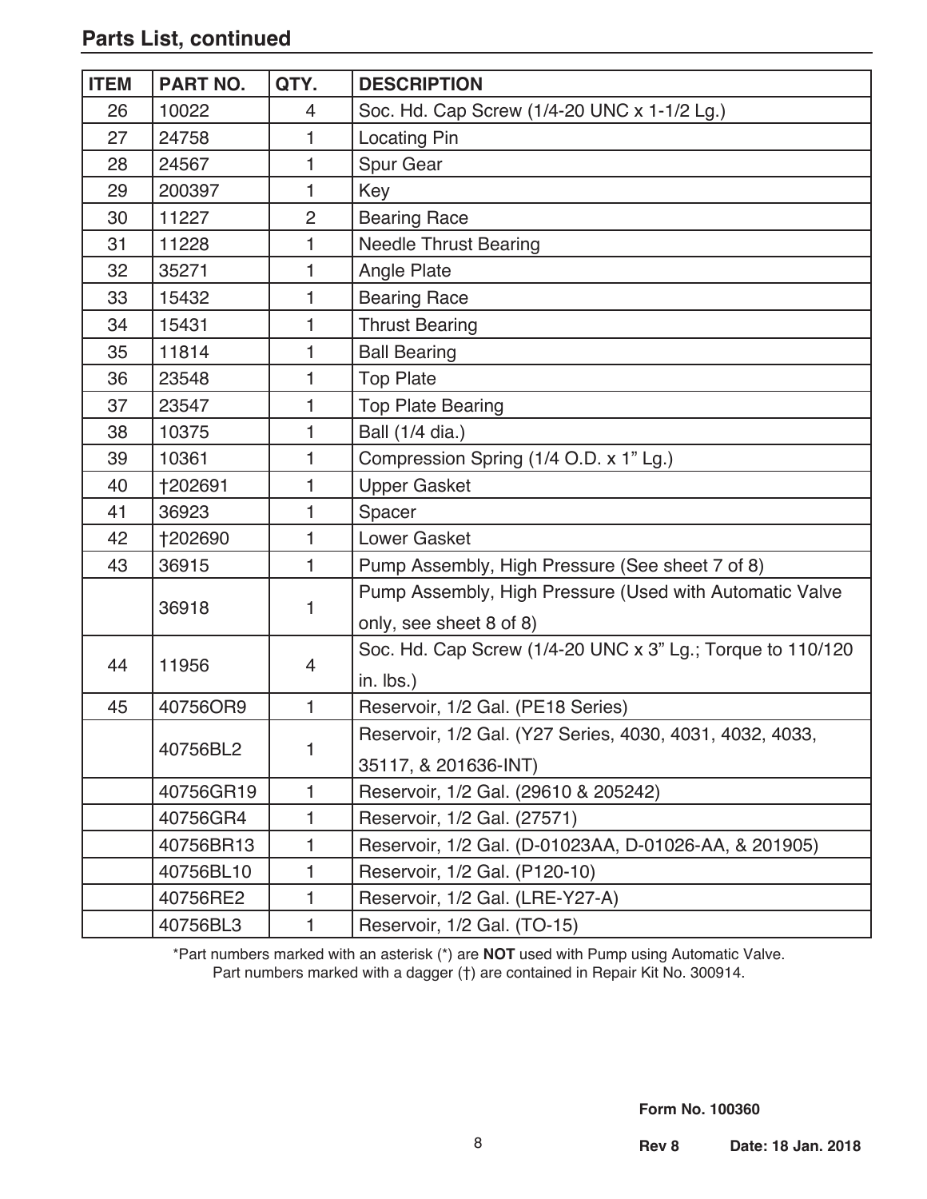## Parts List, continued

| ITEM | PART NO. | QTY. | DESCRIPTION |
|---|---|---|---|
| 26 | 10022 | 4 | Soc. Hd. Cap Screw (1/4-20 UNC x 1-1/2 Lg.) |
| 27 | 24758 | 1 | Locating Pin |
| 28 | 24567 | 1 | Spur Gear |
| 29 | 200397 | 1 | Key |
| 30 | 11227 | 2 | Bearing Race |
| 31 | 11228 | 1 | Needle Thrust Bearing |
| 32 | 35271 | 1 | Angle Plate |
| 33 | 15432 | 1 | Bearing Race |
| 34 | 15431 | 1 | Thrust Bearing |
| 35 | 11814 | 1 | Ball Bearing |
| 36 | 23548 | 1 | Top Plate |
| 37 | 23547 | 1 | Top Plate Bearing |
| 38 | 10375 | 1 | Ball (1/4 dia.) |
| 39 | 10361 | 1 | Compression Spring (1/4 O.D. x 1” Lg.) |
| 40 | †202691 | 1 | Upper Gasket |
| 41 | 36923 | 1 | Spacer |
| 42 | †202690 | 1 | Lower Gasket |
| 43 | 36915 | 1 | Pump Assembly, High Pressure (See sheet 7 of 8) |
| | 36918 | 1 | Pump Assembly, High Pressure (Used with Automatic Valve only, see sheet 8 of 8) |
| 44 | 11956 | 4 | Soc. Hd. Cap Screw (1/4-20 UNC x 3” Lg.; Torque to 110/120 in. lbs.) |
| 45 | 40756OR9 | 1 | Reservoir, 1/2 Gal. (PE18 Series) |
| | 40756BL2 | 1 | Reservoir, 1/2 Gal. (Y27 Series, 4030, 4031, 4032, 4033, 35117, & 201636-INT) |
| | 40756GR19 | 1 | Reservoir, 1/2 Gal. (29610 & 205242) |
| | 40756GR4 | 1 | Reservoir, 1/2 Gal. (27571) |
| | 40756BR13 | 1 | Reservoir, 1/2 Gal. (D-01023AA, D-01026-AA, & 201905) |
| | 40756BL10 | 1 | Reservoir, 1/2 Gal. (P120-10) |
| | 40756RE2 | 1 | Reservoir, 1/2 Gal. (LRE-Y27-A) |
| | 40756BL3 | 1 | Reservoir, 1/2 Gal. (TO-15) |

*Part numbers marked with an asterisk (*) are **NOT** used with Pump using Automatic Valve.
Part numbers marked with a dagger (†) are contained in Repair Kit No. 300914.

**Form No. 100360**

**Rev 8 Date: 18 Jan. 2018**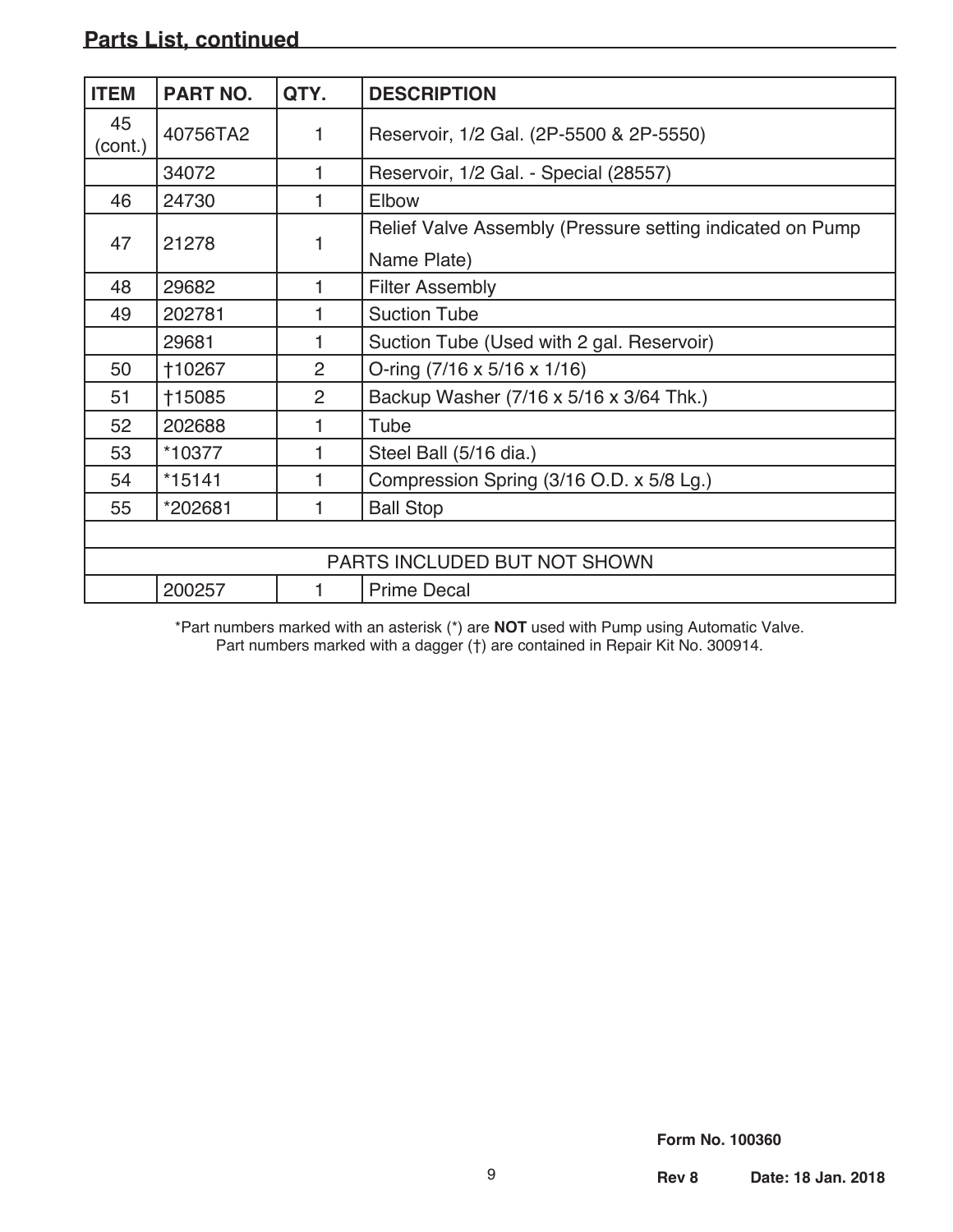## Parts List, continued

| ITEM | PART NO. | QTY. | DESCRIPTION |
|---|---|---|---|
| 45 (cont.) | 40756TA2 | 1 | Reservoir, 1/2 Gal. (2P-5500 & 2P-5550) |
| | 34072 | 1 | Reservoir, 1/2 Gal. - Special (28557) |
| 46 | 24730 | 1 | Elbow |
| 47 | 21278 | 1 | Relief Valve Assembly (Pressure setting indicated on Pump Name Plate) |
| 48 | 29682 | 1 | Filter Assembly |
| 49 | 202781 | 1 | Suction Tube |
| | 29681 | 1 | Suction Tube (Used with 2 gal. Reservoir) |
| 50 | †10267 | 2 | O-ring (7/16 x 5/16 x 1/16) |
| 51 | †15085 | 2 | Backup Washer (7/16 x 5/16 x 3/64 Thk.) |
| 52 | 202688 | 1 | Tube |
| 53 | *10377 | 1 | Steel Ball (5/16 dia.) |
| 54 | *15141 | 1 | Compression Spring (3/16 O.D. x 5/8 Lg.) |
| 55 | *202681 | 1 | Ball Stop |
| | | | |
| PARTS INCLUDED BUT NOT SHOWN | | | |
| | 200257 | 1 | Prime Decal |

*Part numbers marked with an asterisk (*) are **NOT** used with Pump using Automatic Valve.
Part numbers marked with a dagger (†) are contained in Repair Kit No. 300914.

**Form No. 100360**

**Rev 8 Date: 18 Jan. 2018**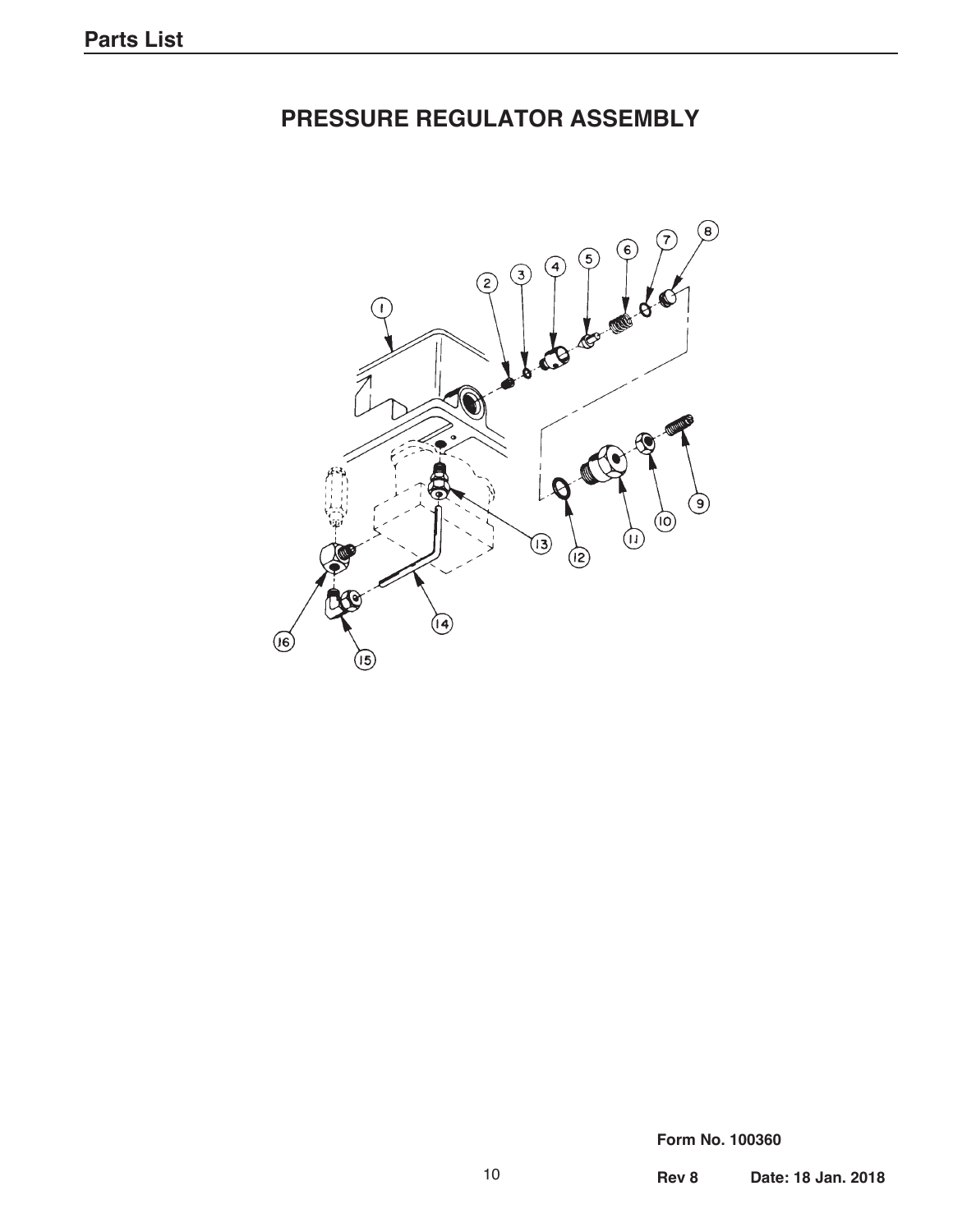# PRESSURE REGULATOR ASSEMBLY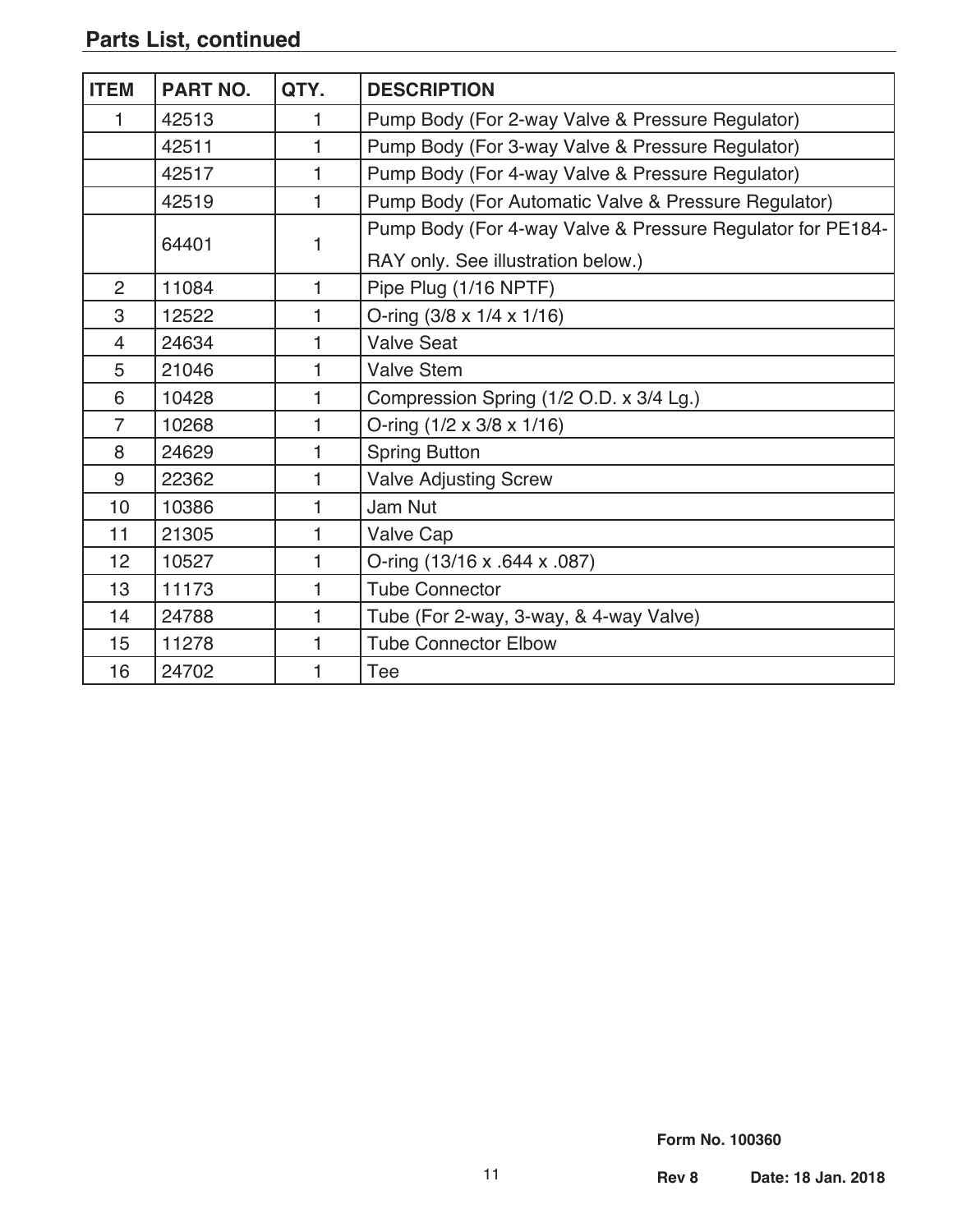## Parts List, continued

| ITEM | PART NO. | QTY. | DESCRIPTION |
|---|---|---|---|
| 1 | 42513 | 1 | Pump Body (For 2-way Valve & Pressure Regulator) |
| | 42511 | 1 | Pump Body (For 3-way Valve & Pressure Regulator) |
| | 42517 | 1 | Pump Body (For 4-way Valve & Pressure Regulator) |
| | 42519 | 1 | Pump Body (For Automatic Valve & Pressure Regulator) |
| | 64401 | 1 | Pump Body (For 4-way Valve & Pressure Regulator for PE184-RAY only. See illustration below.) |
| 2 | 11084 | 1 | Pipe Plug (1/16 NPTF) |
| 3 | 12522 | 1 | O-ring (3/8 x 1/4 x 1/16) |
| 4 | 24634 | 1 | Valve Seat |
| 5 | 21046 | 1 | Valve Stem |
| 6 | 10428 | 1 | Compression Spring (1/2 O.D. x 3/4 Lg.) |
| 7 | 10268 | 1 | O-ring (1/2 x 3/8 x 1/16) |
| 8 | 24629 | 1 | Spring Button |
| 9 | 22362 | 1 | Valve Adjusting Screw |
| 10 | 10386 | 1 | Jam Nut |
| 11 | 21305 | 1 | Valve Cap |
| 12 | 10527 | 1 | O-ring (13/16 x .644 x .087) |
| 13 | 11173 | 1 | Tube Connector |
| 14 | 24788 | 1 | Tube (For 2-way, 3-way, & 4-way Valve) |
| 15 | 11278 | 1 | Tube Connector Elbow |
| 16 | 24702 | 1 | Tee |

**Form No. 100360**

**Rev 8 Date: 18 Jan. 2018**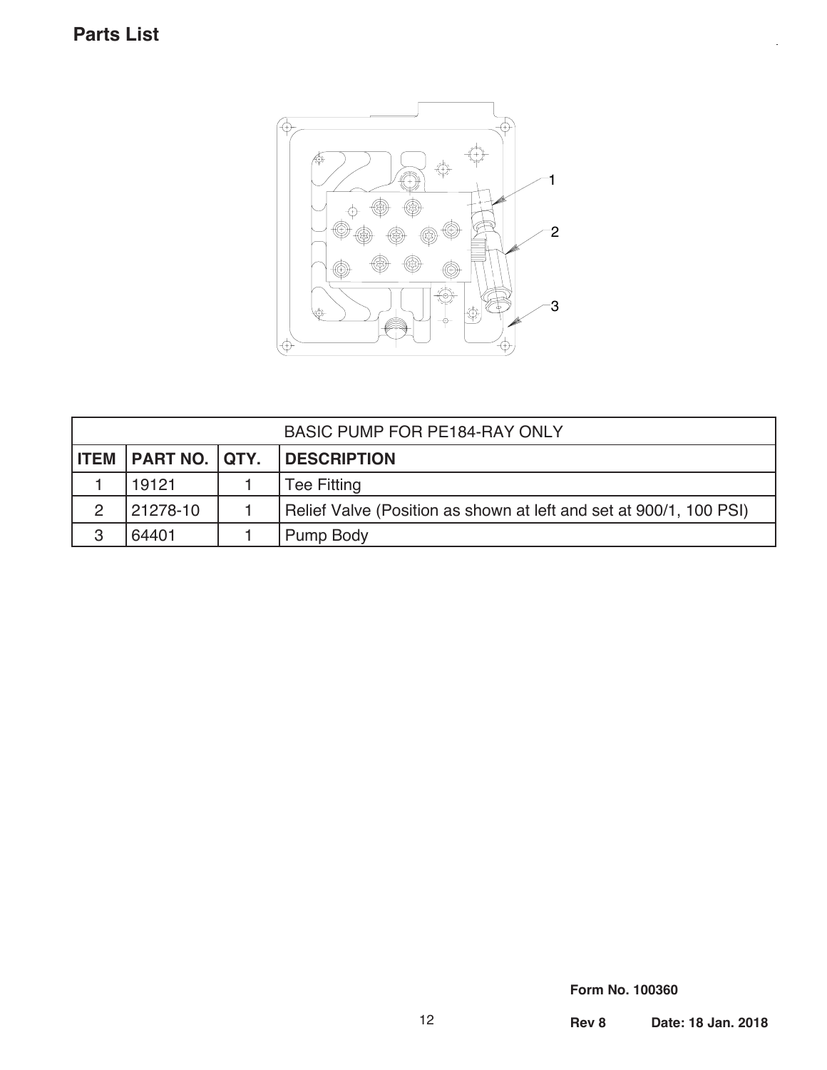# Parts List

1

2

3

| BASIC PUMP FOR PE184-RAY ONLY | | | |
|---|---|---|---|
| **ITEM** | **PART NO.** | **QTY.** | **DESCRIPTION** |
| 1 | 19121 | 1 | Tee Fitting |
| 2 | 21278-10 | 1 | Relief Valve (Position as shown at left and set at 900/1, 100 PSI) |
| 3 | 64401 | 1 | Pump Body |

**Form No. 100360**

**Rev 8** **Date: 18 Jan. 2018**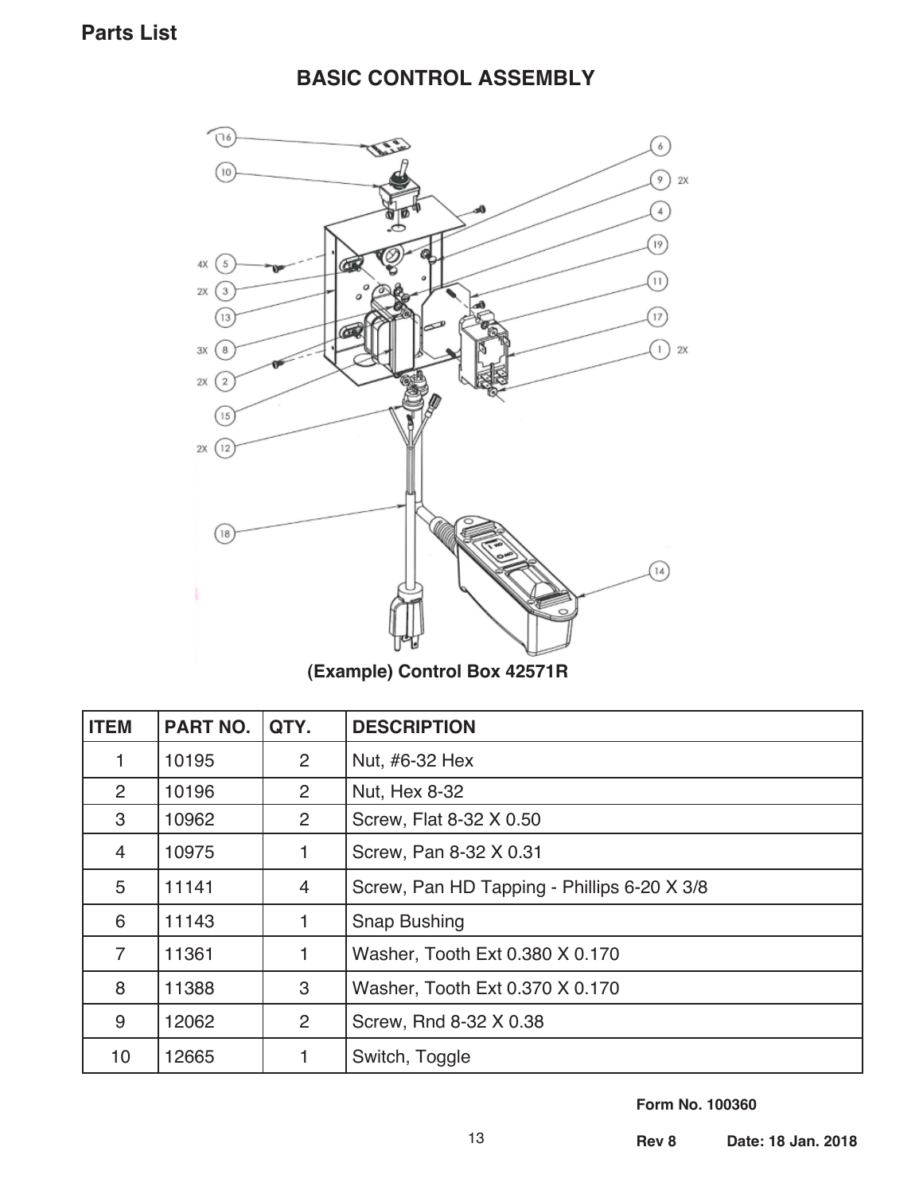## Parts List

### BASIC CONTROL ASSEMBLY

(Example) Control Box 42571R

| ITEM | PART NO. | QTY. | DESCRIPTION |
|---|---|---|---|
| 1 | 10195 | 2 | Nut, #6-32 Hex |
| 2 | 10196 | 2 | Nut, Hex 8-32 |
| 3 | 10962 | 2 | Screw, Flat 8-32 X 0.50 |
| 4 | 10975 | 1 | Screw, Pan 8-32 X 0.31 |
| 5 | 11141 | 4 | Screw, Pan HD Tapping - Phillips 6-20 X 3/8 |
| 6 | 11143 | 1 | Snap Bushing |
| 7 | 11361 | 1 | Washer, Tooth Ext 0.380 X 0.170 |
| 8 | 11388 | 3 | Washer, Tooth Ext 0.370 X 0.170 |
| 9 | 12062 | 2 | Screw, Rnd 8-32 X 0.38 |
| 10 | 12665 | 1 | Switch, Toggle |

**Form No. 100360**

**Rev 8 Date: 18 Jan. 2018**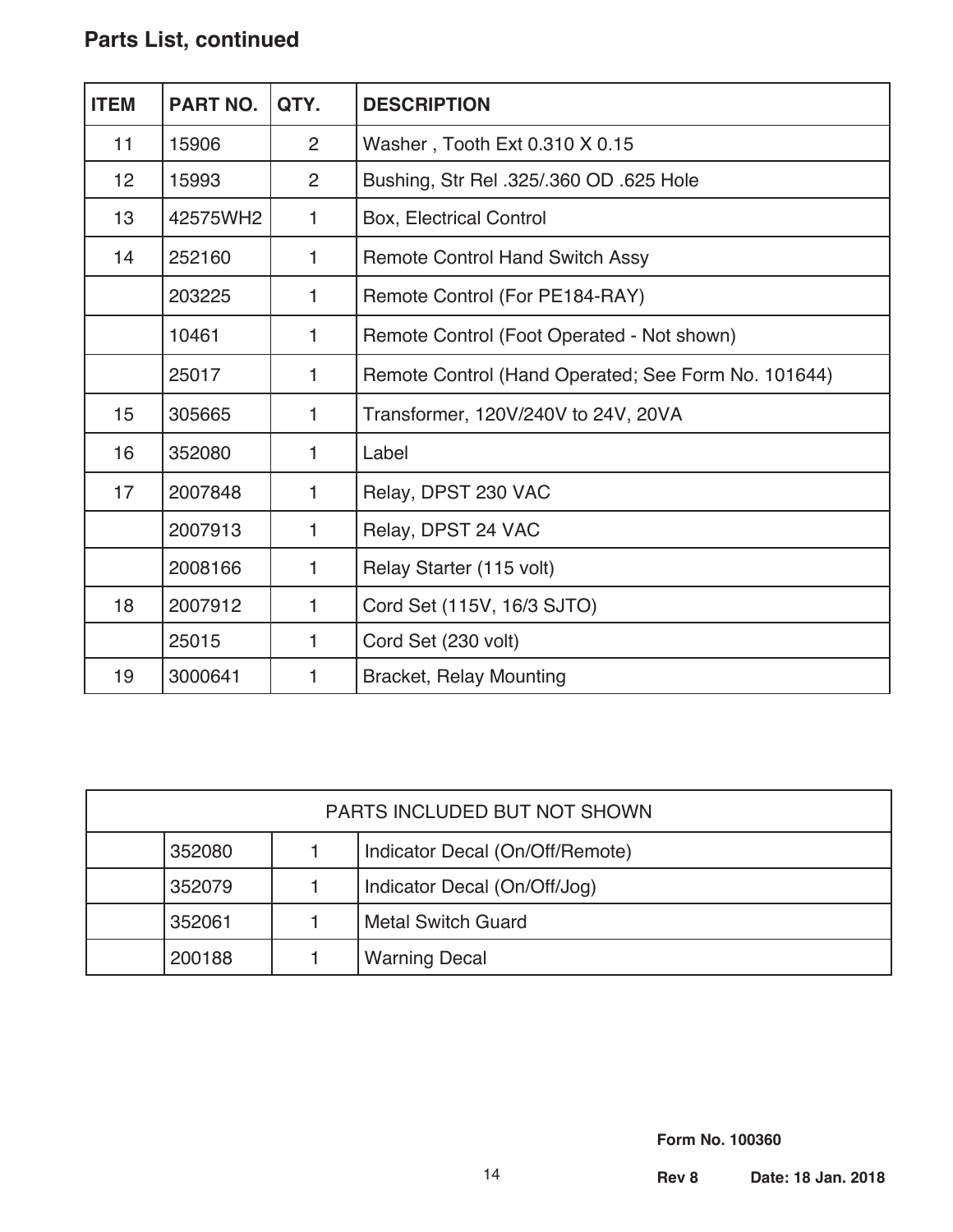## Parts List, continued

| ITEM | PART NO. | QTY. | DESCRIPTION |
|---|---|---|---|
| 11 | 15906 | 2 | Washer , Tooth Ext 0.310 X 0.15 |
| 12 | 15993 | 2 | Bushing, Str Rel .325/.360 OD .625 Hole |
| 13 | 42575WH2 | 1 | Box, Electrical Control |
| 14 | 252160 | 1 | Remote Control Hand Switch Assy |
| | 203225 | 1 | Remote Control (For PE184-RAY) |
| | 10461 | 1 | Remote Control (Foot Operated - Not shown) |
| | 25017 | 1 | Remote Control (Hand Operated; See Form No. 101644) |
| 15 | 305665 | 1 | Transformer, 120V/240V to 24V, 20VA |
| 16 | 352080 | 1 | Label |
| 17 | 2007848 | 1 | Relay, DPST 230 VAC |
| | 2007913 | 1 | Relay, DPST 24 VAC |
| | 2008166 | 1 | Relay Starter (115 volt) |
| 18 | 2007912 | 1 | Cord Set (115V, 16/3 SJTO) |
| | 25015 | 1 | Cord Set (230 volt) |
| 19 | 3000641 | 1 | Bracket, Relay Mounting |

| PARTS INCLUDED BUT NOT SHOWN | | | |
|---|---|---|---|
| | 352080 | 1 | Indicator Decal (On/Off/Remote) |
| | 352079 | 1 | Indicator Decal (On/Off/Jog) |
| | 352061 | 1 | Metal Switch Guard |
| | 200188 | 1 | Warning Decal |

**Form No. 100360**

**Rev 8** **Date: 18 Jan. 2018**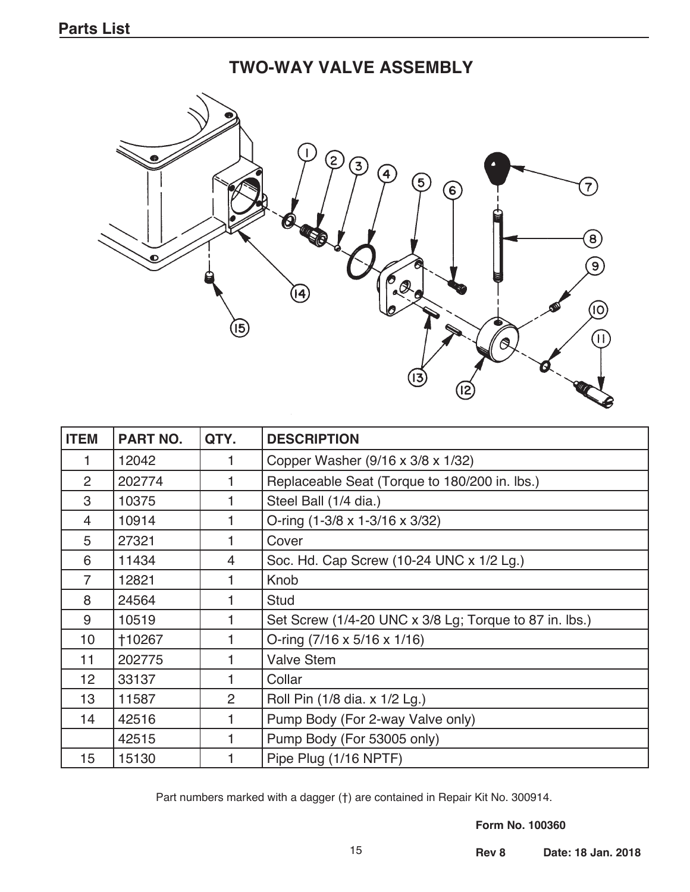## Parts List

# TWO-WAY VALVE ASSEMBLY

| ITEM | PART NO. | QTY. | DESCRIPTION |
|---|---|---|---|
| 1 | 12042 | 1 | Copper Washer (9/16 x 3/8 x 1/32) |
| 2 | 202774 | 1 | Replaceable Seat (Torque to 180/200 in. lbs.) |
| 3 | 10375 | 1 | Steel Ball (1/4 dia.) |
| 4 | 10914 | 1 | O-ring (1-3/8 x 1-3/16 x 3/32) |
| 5 | 27321 | 1 | Cover |
| 6 | 11434 | 4 | Soc. Hd. Cap Screw (10-24 UNC x 1/2 Lg.) |
| 7 | 12821 | 1 | Knob |
| 8 | 24564 | 1 | Stud |
| 9 | 10519 | 1 | Set Screw (1/4-20 UNC x 3/8 Lg; Torque to 87 in. lbs.) |
| 10 | †10267 | 1 | O-ring (7/16 x 5/16 x 1/16) |
| 11 | 202775 | 1 | Valve Stem |
| 12 | 33137 | 1 | Collar |
| 13 | 11587 | 2 | Roll Pin (1/8 dia. x 1/2 Lg.) |
| 14 | 42516 | 1 | Pump Body (For 2-way Valve only) |
| | 42515 | 1 | Pump Body (For 53005 only) |
| 15 | 15130 | 1 | Pipe Plug (1/16 NPTF) |

Part numbers marked with a dagger (†) are contained in Repair Kit No. 300914.

**Form No. 100360**

**Rev 8** **Date: 18 Jan. 2018**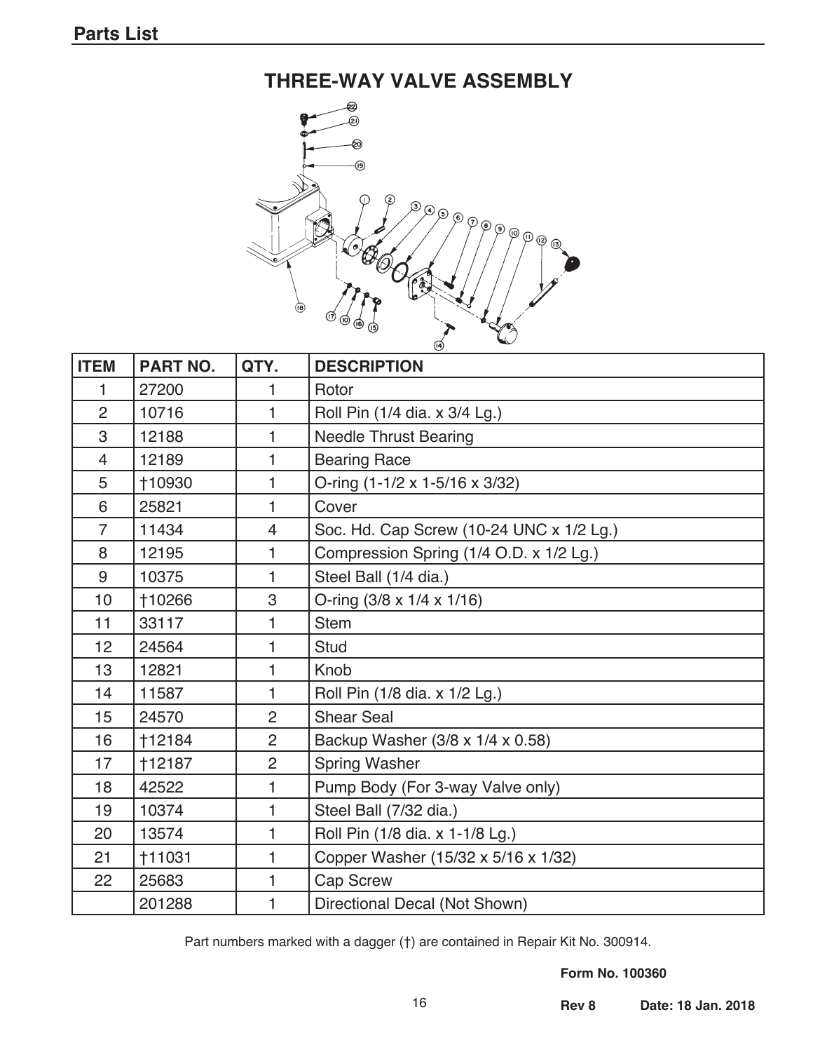## Parts List

# THREE-WAY VALVE ASSEMBLY

| ITEM | PART NO. | QTY. | DESCRIPTION |
|---|---|---|---|
| 1 | 27200 | 1 | Rotor |
| 2 | 10716 | 1 | Roll Pin (1/4 dia. x 3/4 Lg.) |
| 3 | 12188 | 1 | Needle Thrust Bearing |
| 4 | 12189 | 1 | Bearing Race |
| 5 | †10930 | 1 | O-ring (1-1/2 x 1-5/16 x 3/32) |
| 6 | 25821 | 1 | Cover |
| 7 | 11434 | 4 | Soc. Hd. Cap Screw (10-24 UNC x 1/2 Lg.) |
| 8 | 12195 | 1 | Compression Spring (1/4 O.D. x 1/2 Lg.) |
| 9 | 10375 | 1 | Steel Ball (1/4 dia.) |
| 10 | †10266 | 3 | O-ring (3/8 x 1/4 x 1/16) |
| 11 | 33117 | 1 | Stem |
| 12 | 24564 | 1 | Stud |
| 13 | 12821 | 1 | Knob |
| 14 | 11587 | 1 | Roll Pin (1/8 dia. x 1/2 Lg.) |
| 15 | 24570 | 2 | Shear Seal |
| 16 | †12184 | 2 | Backup Washer (3/8 x 1/4 x 0.58) |
| 17 | †12187 | 2 | Spring Washer |
| 18 | 42522 | 1 | Pump Body (For 3-way Valve only) |
| 19 | 10374 | 1 | Steel Ball (7/32 dia.) |
| 20 | 13574 | 1 | Roll Pin (1/8 dia. x 1-1/8 Lg.) |
| 21 | †11031 | 1 | Copper Washer (15/32 x 5/16 x 1/32) |
| 22 | 25683 | 1 | Cap Screw |
| | 201288 | 1 | Directional Decal (Not Shown) |

Part numbers marked with a dagger (†) are contained in Repair Kit No. 300914.

**Form No. 100360**

**Rev 8 Date: 18 Jan. 2018**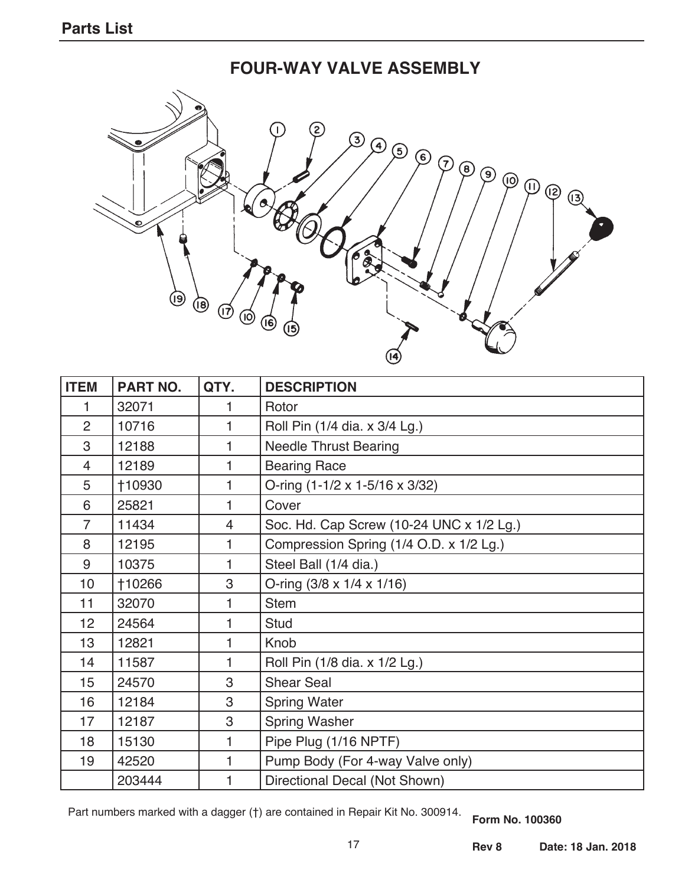## Parts List

# FOUR-WAY VALVE ASSEMBLY

| ITEM | PART NO. | QTY. | DESCRIPTION |
|---|---|---|---|
| 1 | 32071 | 1 | Rotor |
| 2 | 10716 | 1 | Roll Pin (1/4 dia. x 3/4 Lg.) |
| 3 | 12188 | 1 | Needle Thrust Bearing |
| 4 | 12189 | 1 | Bearing Race |
| 5 | †10930 | 1 | O-ring (1-1/2 x 1-5/16 x 3/32) |
| 6 | 25821 | 1 | Cover |
| 7 | 11434 | 4 | Soc. Hd. Cap Screw (10-24 UNC x 1/2 Lg.) |
| 8 | 12195 | 1 | Compression Spring (1/4 O.D. x 1/2 Lg.) |
| 9 | 10375 | 1 | Steel Ball (1/4 dia.) |
| 10 | †10266 | 3 | O-ring (3/8 x 1/4 x 1/16) |
| 11 | 32070 | 1 | Stem |
| 12 | 24564 | 1 | Stud |
| 13 | 12821 | 1 | Knob |
| 14 | 11587 | 1 | Roll Pin (1/8 dia. x 1/2 Lg.) |
| 15 | 24570 | 3 | Shear Seal |
| 16 | 12184 | 3 | Spring Water |
| 17 | 12187 | 3 | Spring Washer |
| 18 | 15130 | 1 | Pipe Plug (1/16 NPTF) |
| 19 | 42520 | 1 | Pump Body (For 4-way Valve only) |
| | 203444 | 1 | Directional Decal (Not Shown) |

Part numbers marked with a dagger (†) are contained in Repair Kit No. 300914.

**Form No. 100360**

**Rev 8 Date: 18 Jan. 2018**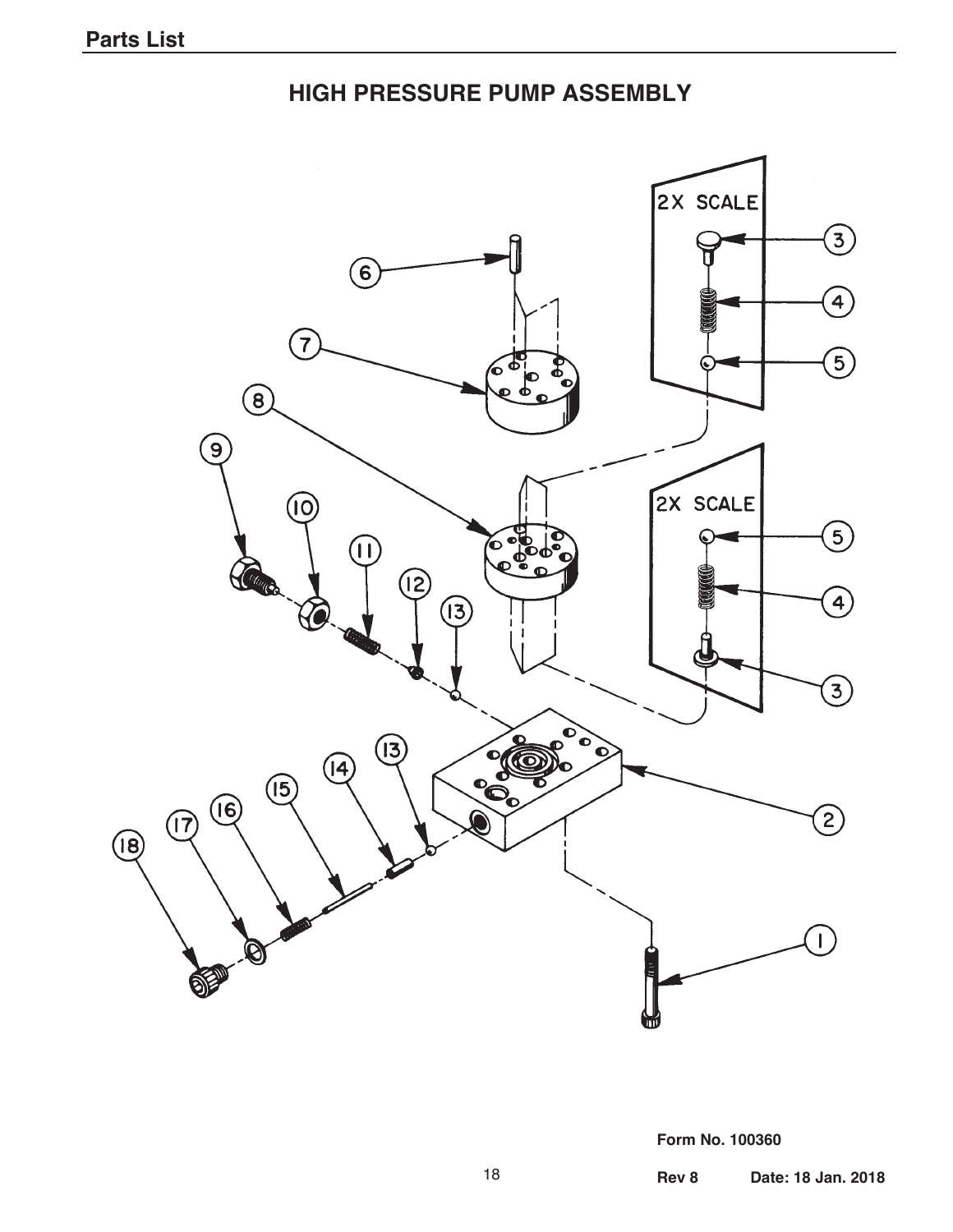## HIGH PRESSURE PUMP ASSEMBLY

2X SCALE

3

4

5

6

7

8

2X SCALE

5

4

3

9

10

11

12

13

2

13

14

15

16

17

18

1

Form No. 100360

Rev 8 Date: 18 Jan. 2018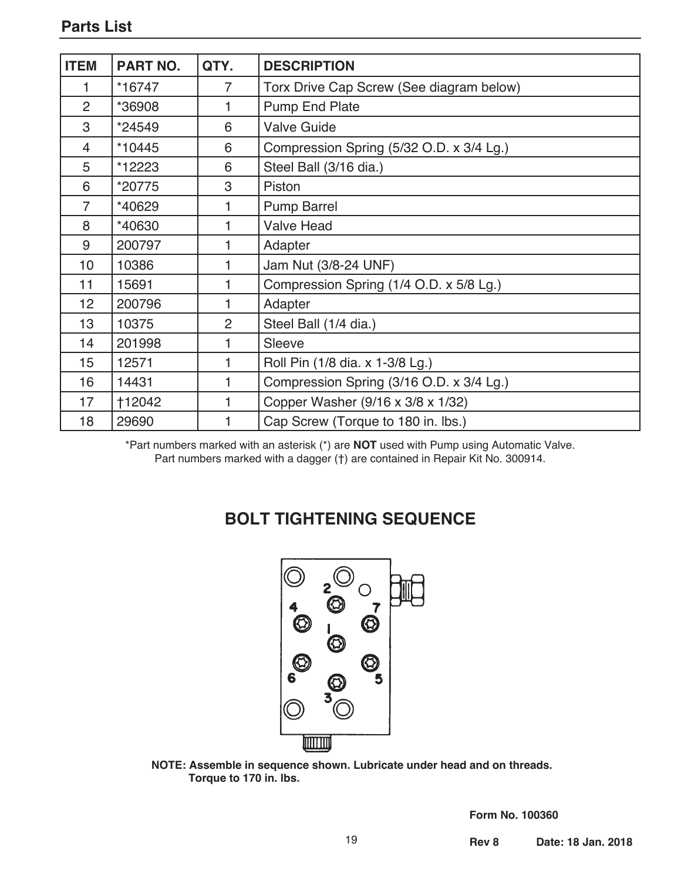## Parts List

| ITEM | PART NO. | QTY. | DESCRIPTION |
|---|---|---|---|
| 1 | *16747 | 7 | Torx Drive Cap Screw (See diagram below) |
| 2 | *36908 | 1 | Pump End Plate |
| 3 | *24549 | 6 | Valve Guide |
| 4 | *10445 | 6 | Compression Spring (5/32 O.D. x 3/4 Lg.) |
| 5 | *12223 | 6 | Steel Ball (3/16 dia.) |
| 6 | *20775 | 3 | Piston |
| 7 | *40629 | 1 | Pump Barrel |
| 8 | *40630 | 1 | Valve Head |
| 9 | 200797 | 1 | Adapter |
| 10 | 10386 | 1 | Jam Nut (3/8-24 UNF) |
| 11 | 15691 | 1 | Compression Spring (1/4 O.D. x 5/8 Lg.) |
| 12 | 200796 | 1 | Adapter |
| 13 | 10375 | 2 | Steel Ball (1/4 dia.) |
| 14 | 201998 | 1 | Sleeve |
| 15 | 12571 | 1 | Roll Pin (1/8 dia. x 1-3/8 Lg.) |
| 16 | 14431 | 1 | Compression Spring (3/16 O.D. x 3/4 Lg.) |
| 17 | †12042 | 1 | Copper Washer (9/16 x 3/8 x 1/32) |
| 18 | 29690 | 1 | Cap Screw (Torque to 180 in. lbs.) |

*Part numbers marked with an asterisk (*) are **NOT** used with Pump using Automatic Valve.
Part numbers marked with a dagger (†) are contained in Repair Kit No. 300914.

## BOLT TIGHTENING SEQUENCE

2
4
7
1
6
5
3

**NOTE: Assemble in sequence shown. Lubricate under head and on threads. Torque to 170 in. lbs.**

**Form No. 100360**

**Rev 8 Date: 18 Jan. 2018**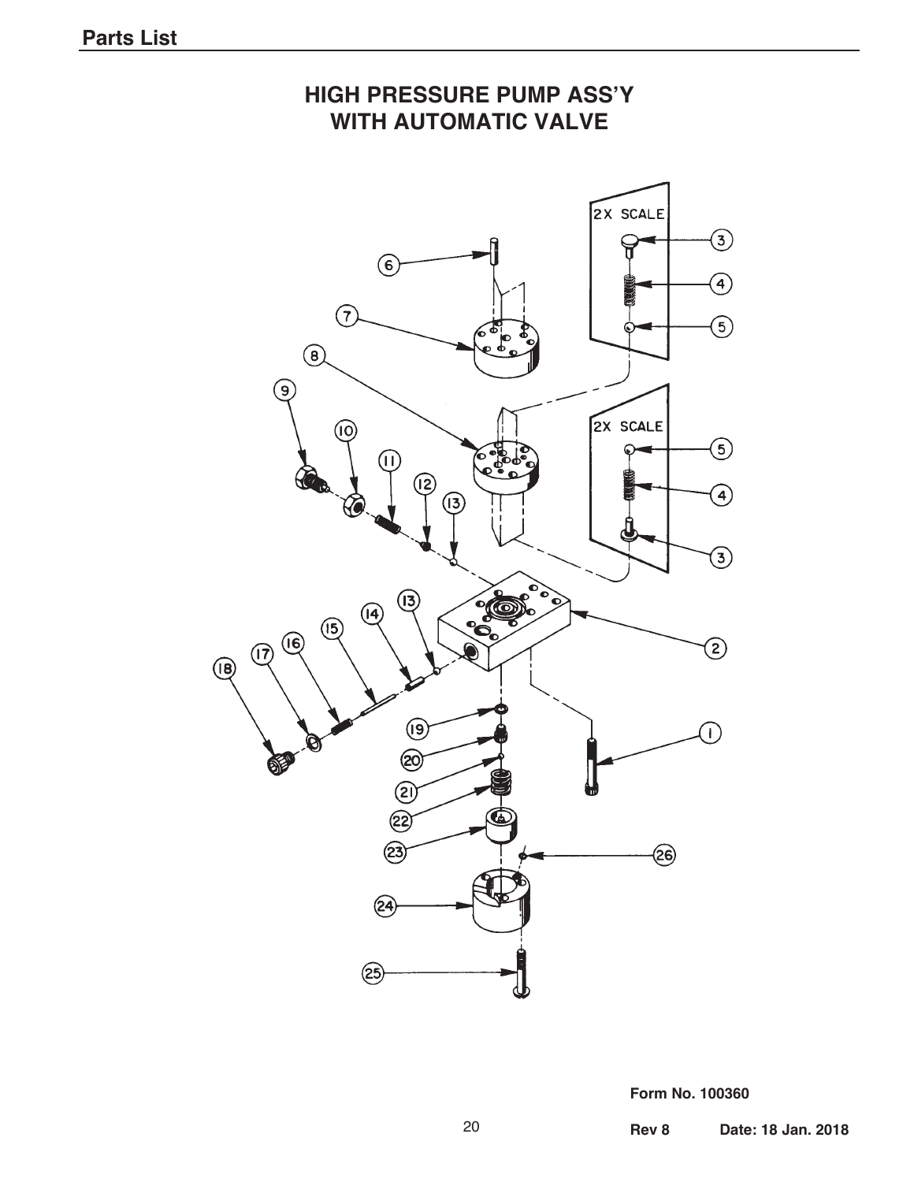# HIGH PRESSURE PUMP ASS'Y WITH AUTOMATIC VALVE

2X SCALE

2X SCALE

1
2
3
4
5
6
7
8
9
10
11
12
13
14
15
16
17
18
19
20
21
22
23
24
25
26

Form No. 100360

Rev 8 Date: 18 Jan. 2018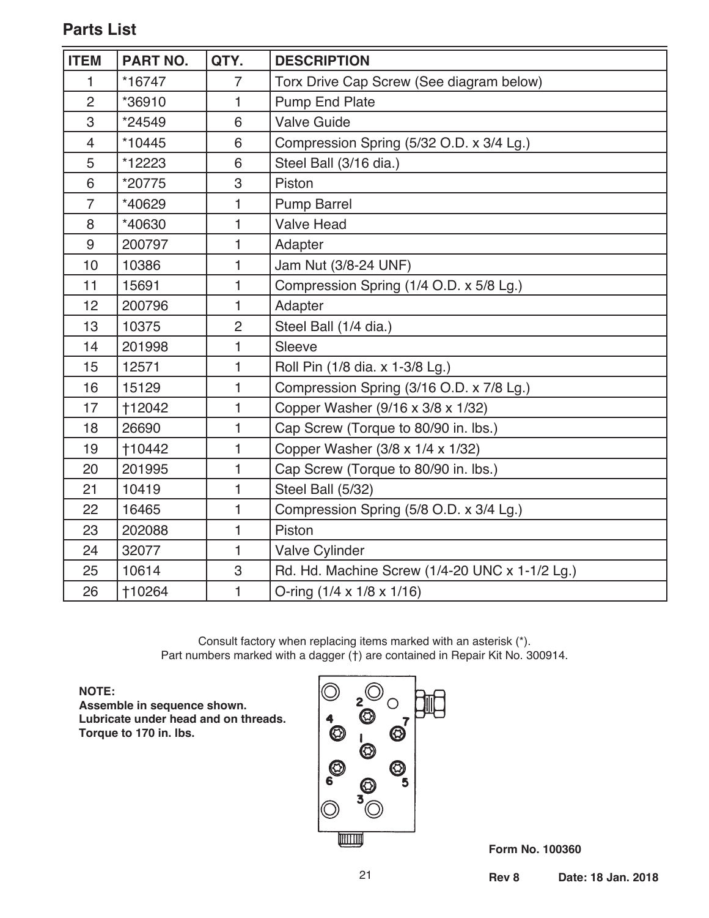## Parts List

| ITEM | PART NO. | QTY. | DESCRIPTION |
|---|---|---|---|
| 1 | *16747 | 7 | Torx Drive Cap Screw (See diagram below) |
| 2 | *36910 | 1 | Pump End Plate |
| 3 | *24549 | 6 | Valve Guide |
| 4 | *10445 | 6 | Compression Spring (5/32 O.D. x 3/4 Lg.) |
| 5 | *12223 | 6 | Steel Ball (3/16 dia.) |
| 6 | *20775 | 3 | Piston |
| 7 | *40629 | 1 | Pump Barrel |
| 8 | *40630 | 1 | Valve Head |
| 9 | 200797 | 1 | Adapter |
| 10 | 10386 | 1 | Jam Nut (3/8-24 UNF) |
| 11 | 15691 | 1 | Compression Spring (1/4 O.D. x 5/8 Lg.) |
| 12 | 200796 | 1 | Adapter |
| 13 | 10375 | 2 | Steel Ball (1/4 dia.) |
| 14 | 201998 | 1 | Sleeve |
| 15 | 12571 | 1 | Roll Pin (1/8 dia. x 1-3/8 Lg.) |
| 16 | 15129 | 1 | Compression Spring (3/16 O.D. x 7/8 Lg.) |
| 17 | †12042 | 1 | Copper Washer (9/16 x 3/8 x 1/32) |
| 18 | 26690 | 1 | Cap Screw (Torque to 80/90 in. lbs.) |
| 19 | †10442 | 1 | Copper Washer (3/8 x 1/4 x 1/32) |
| 20 | 201995 | 1 | Cap Screw (Torque to 80/90 in. lbs.) |
| 21 | 10419 | 1 | Steel Ball (5/32) |
| 22 | 16465 | 1 | Compression Spring (5/8 O.D. x 3/4 Lg.) |
| 23 | 202088 | 1 | Piston |
| 24 | 32077 | 1 | Valve Cylinder |
| 25 | 10614 | 3 | Rd. Hd. Machine Screw (1/4-20 UNC x 1-1/2 Lg.) |
| 26 | †10264 | 1 | O-ring (1/4 x 1/8 x 1/16) |

Consult factory when replacing items marked with an asterisk (*).
Part numbers marked with a dagger (†) are contained in Repair Kit No. 300914.

**NOTE:**
**Assemble in sequence shown.**
**Lubricate under head and on threads.**
**Torque to 170 in. lbs.**

2
4
7
1
6
5
3

**Form No. 100360**

**Rev 8** **Date: 18 Jan. 2018**